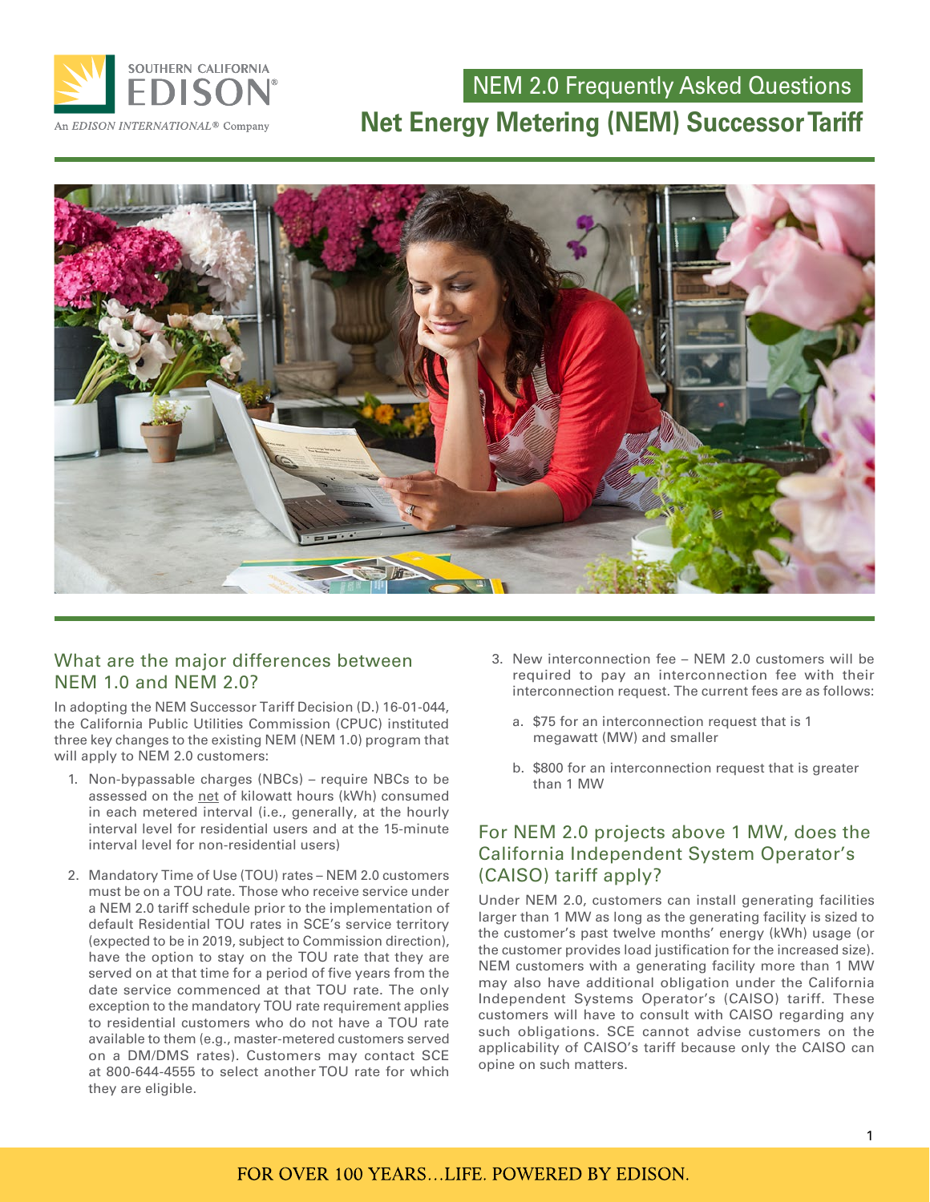# NEM 2.0 Frequently Asked Questions

# Net Energy Metering (NEM) Successor Tariff

## What are the major differences between NEM 1.0 and NEM 2.0?

In adopting the NEM Successor Tariff Decision (D.) 16-01-044, the California Public Utilities Commission (CPUC) instituted three key changes to the existing NEM (NEM 1.0) program that will apply to NEM 2.0 customers:

1. Non-bypassable charges (NBCs) – require NBCs to be assessed on the net of kilowatt hours (kWh) consumed in each metered interval (i.e., generally, at the hourly interval level for residential users and at the 15-minute interval level for non-residential users)

2. Mandatory Time of Use (TOU) rates – NEM 2.0 customers must be on a TOU rate. Those who receive service under a NEM 2.0 tariff schedule prior to the implementation of default Residential TOU rates in SCE's service territory (expected to be in 2019, subject to Commission direction), have the option to stay on the TOU rate that they are served on at that time for a period of five years from the date service commenced at that TOU rate. The only exception to the mandatory TOU rate requirement applies to residential customers who do not have a TOU rate available to them (e.g., master-metered customers served on a DM/DMS rates). Customers may contact SCE at 800-644-4555 to select another TOU rate for which they are eligible.

3. New interconnection fee – NEM 2.0 customers will be required to pay an interconnection fee with their interconnection request. The current fees are as follows:

   a. $75 for an interconnection request that is 1 megawatt (MW) and smaller

   b. $800 for an interconnection request that is greater than 1 MW

## For NEM 2.0 projects above 1 MW, does the California Independent System Operator's (CAISO) tariff apply?

Under NEM 2.0, customers can install generating facilities larger than 1 MW as long as the generating facility is sized to the customer's past twelve months' energy (kWh) usage (or the customer provides load justification for the increased size). NEM customers with a generating facility more than 1 MW may also have additional obligation under the California Independent Systems Operator's (CAISO) tariff. These customers will have to consult with CAISO regarding any such obligations. SCE cannot advise customers on the applicability of CAISO's tariff because only the CAISO can opine on such matters.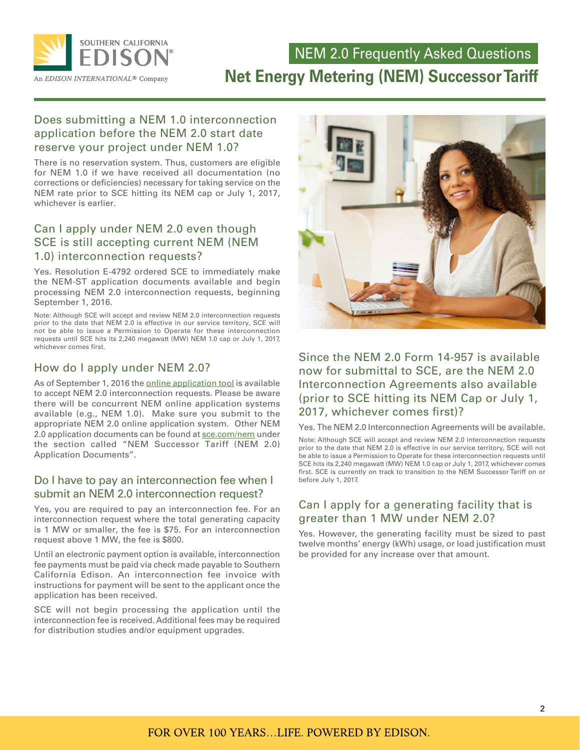### Does submitting a NEM 1.0 interconnection application before the NEM 2.0 start date reserve your project under NEM 1.0?

There is no reservation system. Thus, customers are eligible for NEM 1.0 if we have received all documentation (no corrections or deficiencies) necessary for taking service on the NEM rate prior to SCE hitting its NEM cap or July 1, 2017, whichever is earlier.

### Can I apply under NEM 2.0 even though SCE is still accepting current NEM (NEM 1.0) interconnection requests?

Yes. Resolution E-4792 ordered SCE to immediately make the NEM-ST application documents available and begin processing NEM 2.0 interconnection requests, beginning September 1, 2016.

Note: Although SCE will accept and review NEM 2.0 interconnection requests prior to the date that NEM 2.0 is effective in our service territory, SCE will not be able to issue a Permission to Operate for these interconnection requests until SCE hits its 2,240 megawatt (MW) NEM 1.0 cap or July 1, 2017, whichever comes first.

### How do I apply under NEM 2.0?

As of September 1, 2016 the online application tool is available to accept NEM 2.0 interconnection requests. Please be aware there will be concurrent NEM online application systems available (e.g., NEM 1.0). Make sure you submit to the appropriate NEM 2.0 online application system. Other NEM 2.0 application documents can be found at sce.com/nem under the section called "NEM Successor Tariff (NEM 2.0) Application Documents".

### Do I have to pay an interconnection fee when I submit an NEM 2.0 interconnection request?

Yes, you are required to pay an interconnection fee. For an interconnection request where the total generating capacity is 1 MW or smaller, the fee is $75. For an interconnection request above 1 MW, the fee is $800.

Until an electronic payment option is available, interconnection fee payments must be paid via check made payable to Southern California Edison. An interconnection fee invoice with instructions for payment will be sent to the applicant once the application has been received.

SCE will not begin processing the application until the interconnection fee is received. Additional fees may be required for distribution studies and/or equipment upgrades.

### Since the NEM 2.0 Form 14-957 is available now for submittal to SCE, are the NEM 2.0 Interconnection Agreements also available (prior to SCE hitting its NEM Cap or July 1, 2017, whichever comes first)?

Yes. The NEM 2.0 Interconnection Agreements will be available.

Note: Although SCE will accept and review NEM 2.0 interconnection requests prior to the date that NEM 2.0 is effective in our service territory, SCE will not be able to issue a Permission to Operate for these interconnection requests until SCE hits its 2,240 megawatt (MW) NEM 1.0 cap or July 1, 2017, whichever comes first. SCE is currently on track to transition to the NEM Successor Tariff on or before July 1, 2017.

### Can I apply for a generating facility that is greater than 1 MW under NEM 2.0?

Yes. However, the generating facility must be sized to past twelve months' energy (kWh) usage, or load justification must be provided for any increase over that amount.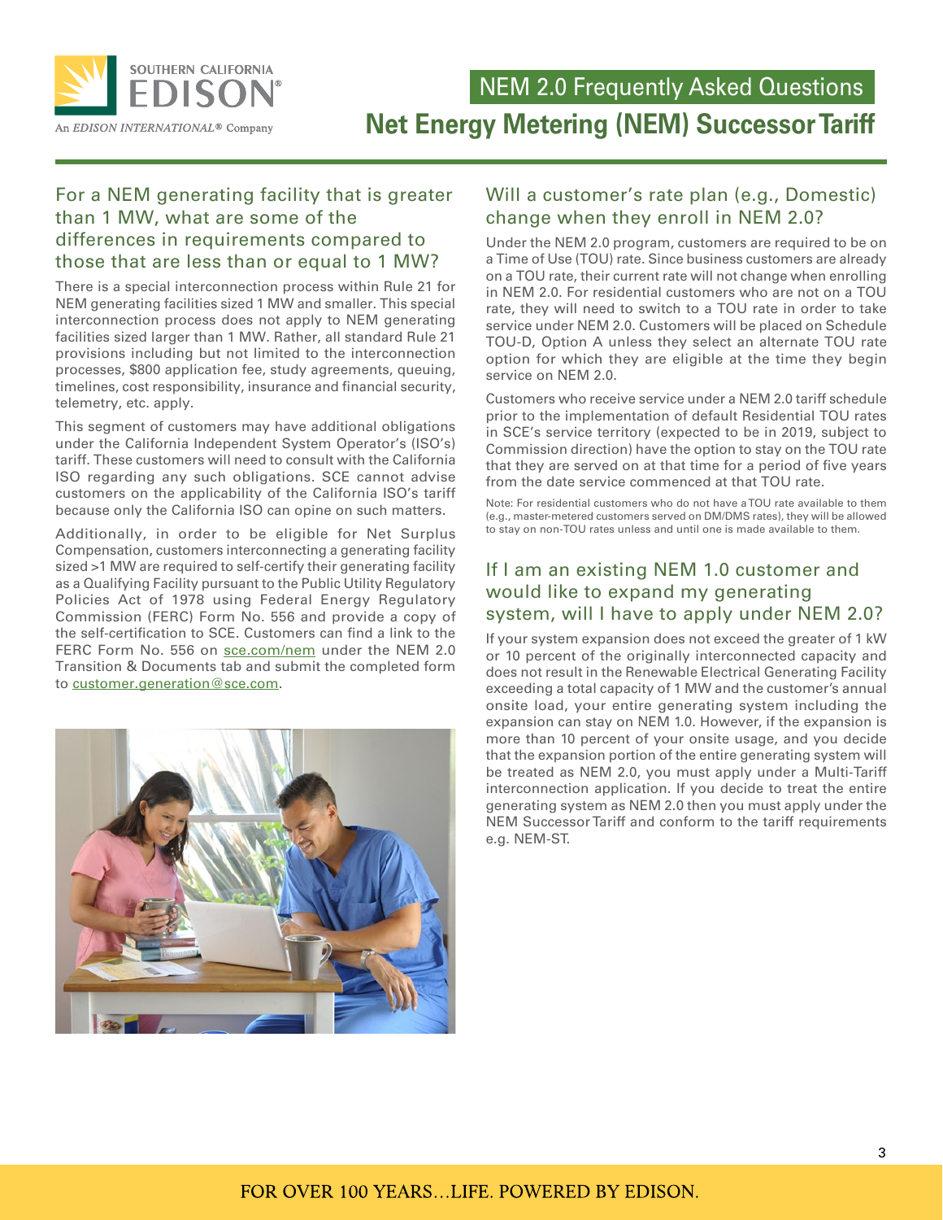# NEM 2.0 Frequently Asked Questions

# Net Energy Metering (NEM) Successor Tariff

## For a NEM generating facility that is greater than 1 MW, what are some of the differences in requirements compared to those that are less than or equal to 1 MW?

There is a special interconnection process within Rule 21 for NEM generating facilities sized 1 MW and smaller. This special interconnection process does not apply to NEM generating facilities sized larger than 1 MW. Rather, all standard Rule 21 provisions including but not limited to the interconnection processes, $800 application fee, study agreements, queuing, timelines, cost responsibility, insurance and financial security, telemetry, etc. apply.

This segment of customers may have additional obligations under the California Independent System Operator's (ISO's) tariff. These customers will need to consult with the California ISO regarding any such obligations. SCE cannot advise customers on the applicability of the California ISO's tariff because only the California ISO can opine on such matters.

Additionally, in order to be eligible for Net Surplus Compensation, customers interconnecting a generating facility sized >1 MW are required to self-certify their generating facility as a Qualifying Facility pursuant to the Public Utility Regulatory Policies Act of 1978 using Federal Energy Regulatory Commission (FERC) Form No. 556 and provide a copy of the self-certification to SCE. Customers can find a link to the FERC Form No. 556 on sce.com/nem under the NEM 2.0 Transition & Documents tab and submit the completed form to customer.generation@sce.com.

## Will a customer's rate plan (e.g., Domestic) change when they enroll in NEM 2.0?

Under the NEM 2.0 program, customers are required to be on a Time of Use (TOU) rate. Since business customers are already on a TOU rate, their current rate will not change when enrolling in NEM 2.0. For residential customers who are not on a TOU rate, they will need to switch to a TOU rate in order to take service under NEM 2.0. Customers will be placed on Schedule TOU-D, Option A unless they select an alternate TOU rate option for which they are eligible at the time they begin service on NEM 2.0.

Customers who receive service under a NEM 2.0 tariff schedule prior to the implementation of default Residential TOU rates in SCE's service territory (expected to be in 2019, subject to Commission direction) have the option to stay on the TOU rate that they are served on at that time for a period of five years from the date service commenced at that TOU rate.

Note: For residential customers who do not have a TOU rate available to them (e.g., master-metered customers served on DM/DMS rates), they will be allowed to stay on non-TOU rates unless and until one is made available to them.

## If I am an existing NEM 1.0 customer and would like to expand my generating system, will I have to apply under NEM 2.0?

If your system expansion does not exceed the greater of 1 kW or 10 percent of the originally interconnected capacity and does not result in the Renewable Electrical Generating Facility exceeding a total capacity of 1 MW and the customer's annual onsite load, your entire generating system including the expansion can stay on NEM 1.0. However, if the expansion is more than 10 percent of your onsite usage, and you decide that the expansion portion of the entire generating system will be treated as NEM 2.0, you must apply under a Multi-Tariff interconnection application. If you decide to treat the entire generating system as NEM 2.0 then you must apply under the NEM Successor Tariff and conform to the tariff requirements e.g. NEM-ST.